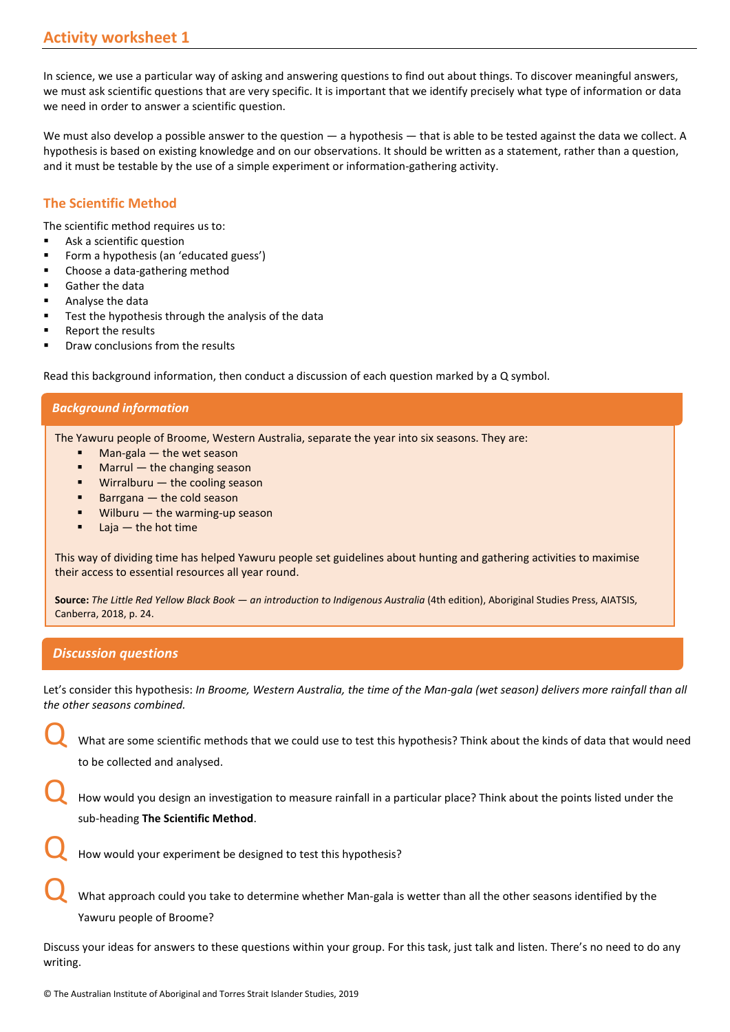# Activity worksheet 1

In science, we use a particular way of asking and answering questions to find out about things. To discover meaningful answers, we must ask scientific questions that are very specific. It is important that we identify precisely what type of information or data we need in order to answer a scientific question.

We must also develop a possible answer to the question — a hypothesis — that is able to be tested against the data we collect. A hypothesis is based on existing knowledge and on our observations. It should be written as a statement, rather than a question, and it must be testable by the use of a simple experiment or information-gathering activity.

## The Scientific Method

The scientific method requires us to:

- Ask a scientific question
- Form a hypothesis (an 'educated guess')
- Choose a data-gathering method
- Gather the data
- Analyse the data
- Test the hypothesis through the analysis of the data
- Report the results
- Draw conclusions from the results

Read this background information, then conduct a discussion of each question marked by a Q symbol.

### *Background information*

The Yawuru people of Broome, Western Australia, separate the year into six seasons. They are:

- Man-gala — the wet season
- Marrul — the changing season
- Wirralburu — the cooling season
- Barrgana — the cold season
- Wilburu — the warming-up season
- Laja — the hot time

This way of dividing time has helped Yawuru people set guidelines about hunting and gathering activities to maximise their access to essential resources all year round.

**Source:** *The Little Red Yellow Black Book — an introduction to Indigenous Australia* (4th edition), Aboriginal Studies Press, AIATSIS, Canberra, 2018, p. 24.

### *Discussion questions*

Let's consider this hypothesis: *In Broome, Western Australia, the time of the Man-gala (wet season) delivers more rainfall than all the other seasons combined.*

**Q** What are some scientific methods that we could use to test this hypothesis? Think about the kinds of data that would need to be collected and analysed.

**Q** How would you design an investigation to measure rainfall in a particular place? Think about the points listed under the sub-heading **The Scientific Method**.

**Q** How would your experiment be designed to test this hypothesis?

**Q** What approach could you take to determine whether Man-gala is wetter than all the other seasons identified by the Yawuru people of Broome?

Discuss your ideas for answers to these questions within your group. For this task, just talk and listen. There's no need to do any writing.

© The Australian Institute of Aboriginal and Torres Strait Islander Studies, 2019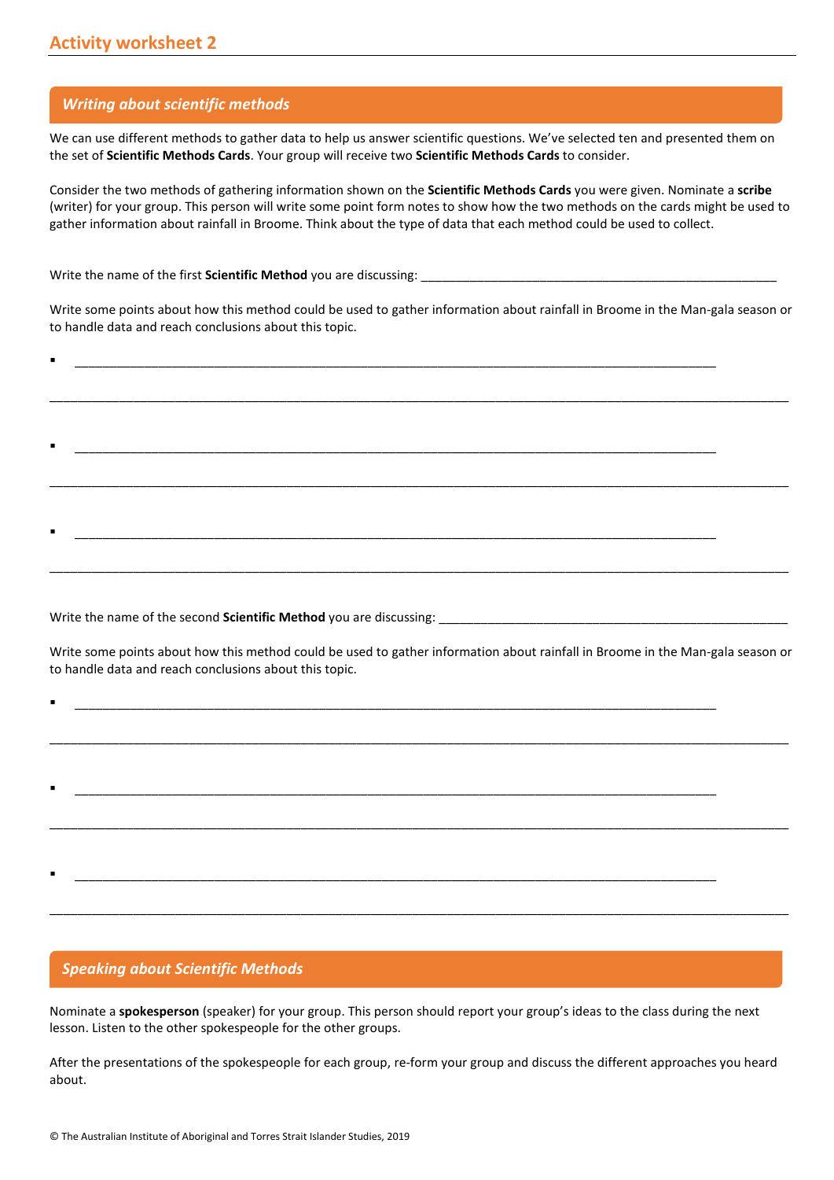## Activity worksheet 2

### *Writing about scientific methods*

We can use different methods to gather data to help us answer scientific questions. We've selected ten and presented them on the set of **Scientific Methods Cards**. Your group will receive two **Scientific Methods Cards** to consider.

Consider the two methods of gathering information shown on the **Scientific Methods Cards** you were given. Nominate a **scribe** (writer) for your group. This person will write some point form notes to show how the two methods on the cards might be used to gather information about rainfall in Broome. Think about the type of data that each method could be used to collect.

Write the name of the first **Scientific Method** you are discussing: ____________________________________________________

Write some points about how this method could be used to gather information about rainfall in Broome in the Man-gala season or to handle data and reach conclusions about this topic.

- ______________________________________________________________________________________________

______________________________________________________________________________________________

- ______________________________________________________________________________________________

______________________________________________________________________________________________

- ______________________________________________________________________________________________

______________________________________________________________________________________________

Write the name of the second **Scientific Method** you are discussing: ____________________________________________________

Write some points about how this method could be used to gather information about rainfall in Broome in the Man-gala season or to handle data and reach conclusions about this topic.

- ______________________________________________________________________________________________

______________________________________________________________________________________________

- ______________________________________________________________________________________________

______________________________________________________________________________________________

- ______________________________________________________________________________________________

______________________________________________________________________________________________

### *Speaking about Scientific Methods*

Nominate a **spokesperson** (speaker) for your group. This person should report your group's ideas to the class during the next lesson. Listen to the other spokespeople for the other groups.

After the presentations of the spokespeople for each group, re-form your group and discuss the different approaches you heard about.

© The Australian Institute of Aboriginal and Torres Strait Islander Studies, 2019